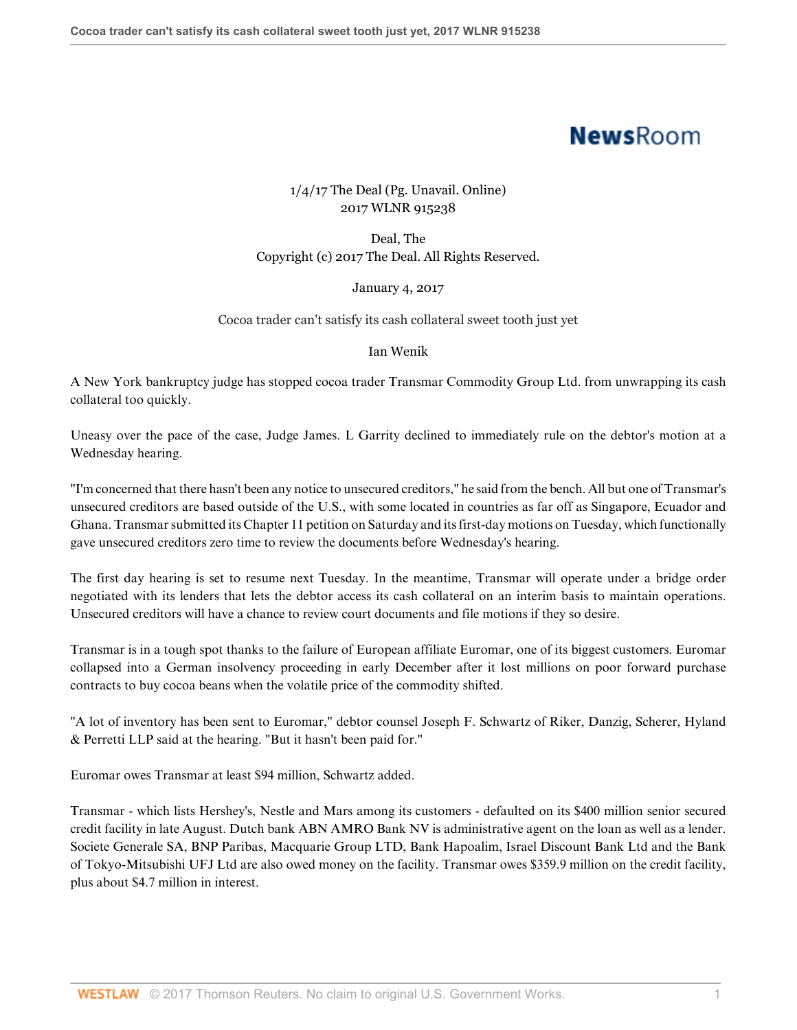1/4/17 The Deal (Pg. Unavail. Online)
2017 WLNR 915238

Deal, The
Copyright (c) 2017 The Deal. All Rights Reserved.

January 4, 2017

# Cocoa trader can't satisfy its cash collateral sweet tooth just yet

Ian Wenik

A New York bankruptcy judge has stopped cocoa trader Transmar Commodity Group Ltd. from unwrapping its cash collateral too quickly.

Uneasy over the pace of the case, Judge James. L Garrity declined to immediately rule on the debtor's motion at a Wednesday hearing.

"I'm concerned that there hasn't been any notice to unsecured creditors," he said from the bench. All but one of Transmar's unsecured creditors are based outside of the U.S., with some located in countries as far off as Singapore, Ecuador and Ghana. Transmar submitted its Chapter 11 petition on Saturday and its first-day motions on Tuesday, which functionally gave unsecured creditors zero time to review the documents before Wednesday's hearing.

The first day hearing is set to resume next Tuesday. In the meantime, Transmar will operate under a bridge order negotiated with its lenders that lets the debtor access its cash collateral on an interim basis to maintain operations. Unsecured creditors will have a chance to review court documents and file motions if they so desire.

Transmar is in a tough spot thanks to the failure of European affiliate Euromar, one of its biggest customers. Euromar collapsed into a German insolvency proceeding in early December after it lost millions on poor forward purchase contracts to buy cocoa beans when the volatile price of the commodity shifted.

"A lot of inventory has been sent to Euromar," debtor counsel Joseph F. Schwartz of Riker, Danzig, Scherer, Hyland & Perretti LLP said at the hearing. "But it hasn't been paid for."

Euromar owes Transmar at least $94 million, Schwartz added.

Transmar - which lists Hershey's, Nestle and Mars among its customers - defaulted on its $400 million senior secured credit facility in late August. Dutch bank ABN AMRO Bank NV is administrative agent on the loan as well as a lender. Societe Generale SA, BNP Paribas, Macquarie Group LTD, Bank Hapoalim, Israel Discount Bank Ltd and the Bank of Tokyo-Mitsubishi UFJ Ltd are also owed money on the facility. Transmar owes $359.9 million on the credit facility, plus about $4.7 million in interest.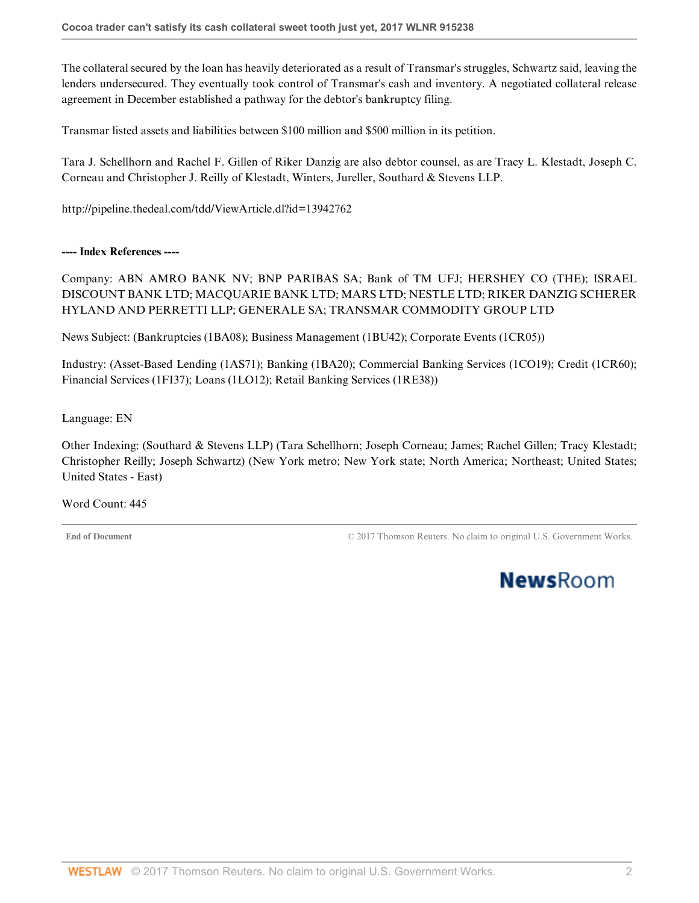The collateral secured by the loan has heavily deteriorated as a result of Transmar's struggles, Schwartz said, leaving the lenders undersecured. They eventually took control of Transmar's cash and inventory. A negotiated collateral release agreement in December established a pathway for the debtor's bankruptcy filing.

Transmar listed assets and liabilities between $100 million and $500 million in its petition.

Tara J. Schellhorn and Rachel F. Gillen of Riker Danzig are also debtor counsel, as are Tracy L. Klestadt, Joseph C. Corneau and Christopher J. Reilly of Klestadt, Winters, Jureller, Southard & Stevens LLP.

http://pipeline.thedeal.com/tdd/ViewArticle.dl?id=13942762

**---- Index References ----**

Company: ABN AMRO BANK NV; BNP PARIBAS SA; Bank of TM UFJ; HERSHEY CO (THE); ISRAEL DISCOUNT BANK LTD; MACQUARIE BANK LTD; MARS LTD; NESTLE LTD; RIKER DANZIG SCHERER HYLAND AND PERRETTI LLP; GENERALE SA; TRANSMAR COMMODITY GROUP LTD

News Subject: (Bankruptcies (1BA08); Business Management (1BU42); Corporate Events (1CR05))

Industry: (Asset-Based Lending (1AS71); Banking (1BA20); Commercial Banking Services (1CO19); Credit (1CR60); Financial Services (1FI37); Loans (1LO12); Retail Banking Services (1RE38))

Language: EN

Other Indexing: (Southard & Stevens LLP) (Tara Schellhorn; Joseph Corneau; James; Rachel Gillen; Tracy Klestadt; Christopher Reilly; Joseph Schwartz) (New York metro; New York state; North America; Northeast; United States; United States - East)

Word Count: 445

End of Document © 2017 Thomson Reuters. No claim to original U.S. Government Works.